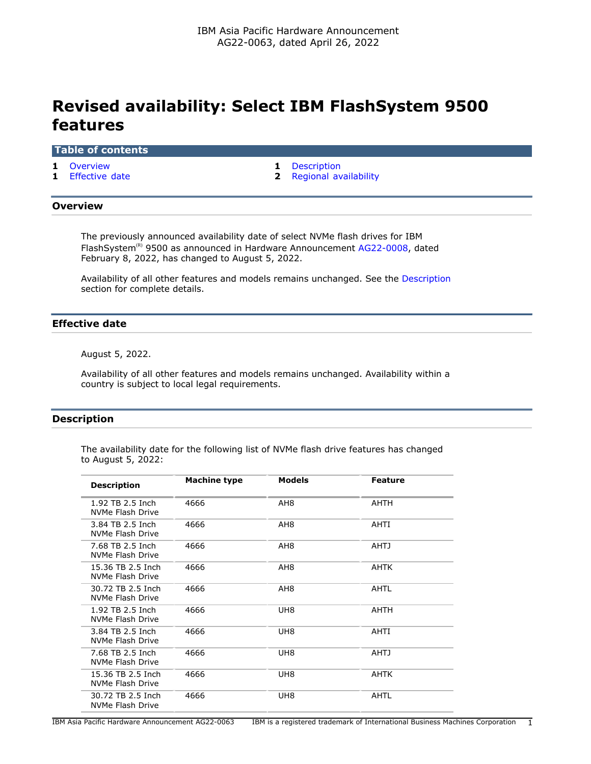IBM Asia Pacific Hardware Announcement
AG22-0063, dated April 26, 2022

# Revised availability: Select IBM FlashSystem 9500 features

## Table of contents

1 Overview
1 Effective date
1 Description
2 Regional availability

## Overview

The previously announced availability date of select NVMe flash drives for IBM FlashSystem(R) 9500 as announced in Hardware Announcement AG22-0008, dated February 8, 2022, has changed to August 5, 2022.

Availability of all other features and models remains unchanged. See the Description section for complete details.

## Effective date

August 5, 2022.

Availability of all other features and models remains unchanged. Availability within a country is subject to local legal requirements.

## Description

The availability date for the following list of NVMe flash drive features has changed to August 5, 2022:

| Description | Machine type | Models | Feature |
|---|---|---|---|
| 1.92 TB 2.5 Inch NVMe Flash Drive | 4666 | AH8 | AHTH |
| 3.84 TB 2.5 Inch NVMe Flash Drive | 4666 | AH8 | AHTI |
| 7.68 TB 2.5 Inch NVMe Flash Drive | 4666 | AH8 | AHTJ |
| 15.36 TB 2.5 Inch NVMe Flash Drive | 4666 | AH8 | AHTK |
| 30.72 TB 2.5 Inch NVMe Flash Drive | 4666 | AH8 | AHTL |
| 1.92 TB 2.5 Inch NVMe Flash Drive | 4666 | UH8 | AHTH |
| 3.84 TB 2.5 Inch NVMe Flash Drive | 4666 | UH8 | AHTI |
| 7.68 TB 2.5 Inch NVMe Flash Drive | 4666 | UH8 | AHTJ |
| 15.36 TB 2.5 Inch NVMe Flash Drive | 4666 | UH8 | AHTK |
| 30.72 TB 2.5 Inch NVMe Flash Drive | 4666 | UH8 | AHTL |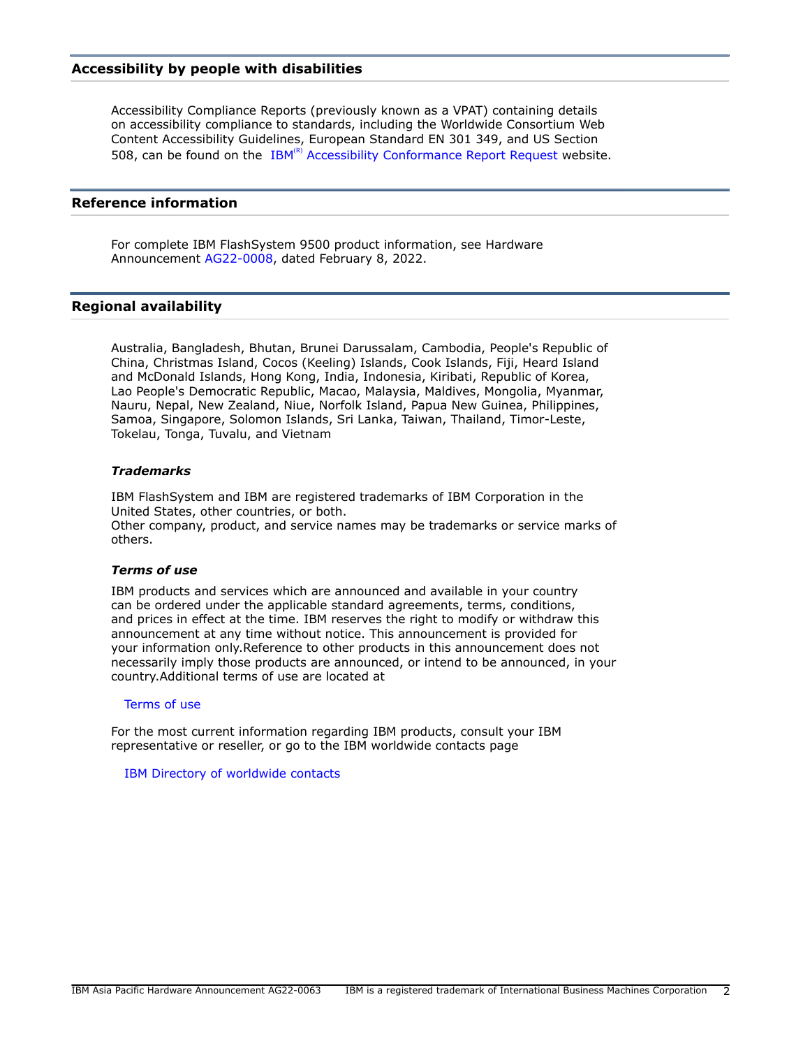## Accessibility by people with disabilities

Accessibility Compliance Reports (previously known as a VPAT) containing details on accessibility compliance to standards, including the Worldwide Consortium Web Content Accessibility Guidelines, European Standard EN 301 349, and US Section 508, can be found on the IBM(R) Accessibility Conformance Report Request website.

## Reference information

For complete IBM FlashSystem 9500 product information, see Hardware Announcement AG22-0008, dated February 8, 2022.

## Regional availability

Australia, Bangladesh, Bhutan, Brunei Darussalam, Cambodia, People's Republic of China, Christmas Island, Cocos (Keeling) Islands, Cook Islands, Fiji, Heard Island and McDonald Islands, Hong Kong, India, Indonesia, Kiribati, Republic of Korea, Lao People's Democratic Republic, Macao, Malaysia, Maldives, Mongolia, Myanmar, Nauru, Nepal, New Zealand, Niue, Norfolk Island, Papua New Guinea, Philippines, Samoa, Singapore, Solomon Islands, Sri Lanka, Taiwan, Thailand, Timor-Leste, Tokelau, Tonga, Tuvalu, and Vietnam

### *Trademarks*

IBM FlashSystem and IBM are registered trademarks of IBM Corporation in the United States, other countries, or both.
Other company, product, and service names may be trademarks or service marks of others.

### *Terms of use*

IBM products and services which are announced and available in your country can be ordered under the applicable standard agreements, terms, conditions, and prices in effect at the time. IBM reserves the right to modify or withdraw this announcement at any time without notice. This announcement is provided for your information only.Reference to other products in this announcement does not necessarily imply those products are announced, or intend to be announced, in your country.Additional terms of use are located at

Terms of use

For the most current information regarding IBM products, consult your IBM representative or reseller, or go to the IBM worldwide contacts page

IBM Directory of worldwide contacts